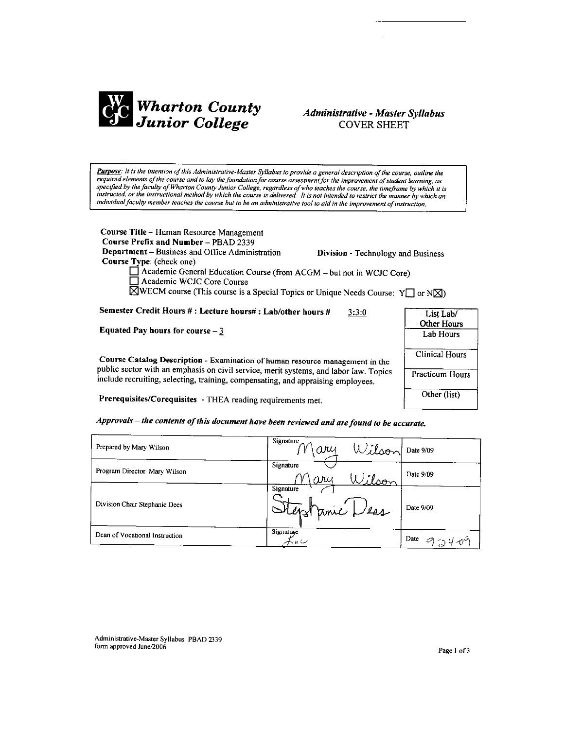# Wharton County Junior College

## *Administrative - Master Syllabus*
## COVER SHEET

> ***Purpose**: It is the intention of this Administrative-Master Syllabus to provide a general description of the course, outline the required elements of the course and to lay the foundation for course assessment for the improvement of student learning, as specified by the faculty of Wharton County Junior College, regardless of who teaches the course, the timeframe by which it is instructed, or the instructional method by which the course is delivered. It is not intended to restrict the manner by which an individual faculty member teaches the course but to be an administrative tool to aid in the improvement of instruction.*

**Course Title** – Human Resource Management
**Course Prefix and Number** – PBAD 2339
**Department** – Business and Office Administration  **Division** - Technology and Business
**Course Type**: (check one)

- ☐ Academic General Education Course (from ACGM – but not in WCJC Core)
- ☐ Academic WCJC Core Course
- ☒ WECM course (This course is a Special Topics or Unique Needs Course: Y☐ or N☒)

**Semester Credit Hours # : Lecture hours# : Lab/other hours #** 3:3:0

**Equated Pay hours for course** – 3

| List Lab/ Other Hours |
|---|
| Lab Hours |
| Clinical Hours |
| Practicum Hours |
| Other (list) |

**Course Catalog Description** - Examination of human resource management in the public sector with an emphasis on civil service, merit systems, and labor law. Topics include recruiting, selecting, training, compensating, and appraising employees.

**Prerequisites/Corequisites** - THEA reading requirements met.

***Approvals – the contents of this document have been reviewed and are found to be accurate.***

| | | |
|---|---|---|
| Prepared by Mary Wilson | Signature Mary Wilson | Date 9/09 |
| Program Director Mary Wilson | Signature Mary Wilson | Date 9/09 |
| Division Chair Stephanie Dees | Signature Stephanie Dees | Date 9/09 |
| Dean of Vocational Instruction | Signature | Date 9-24-09 |

Administrative-Master Syllabus PBAD 2339
form approved June/2006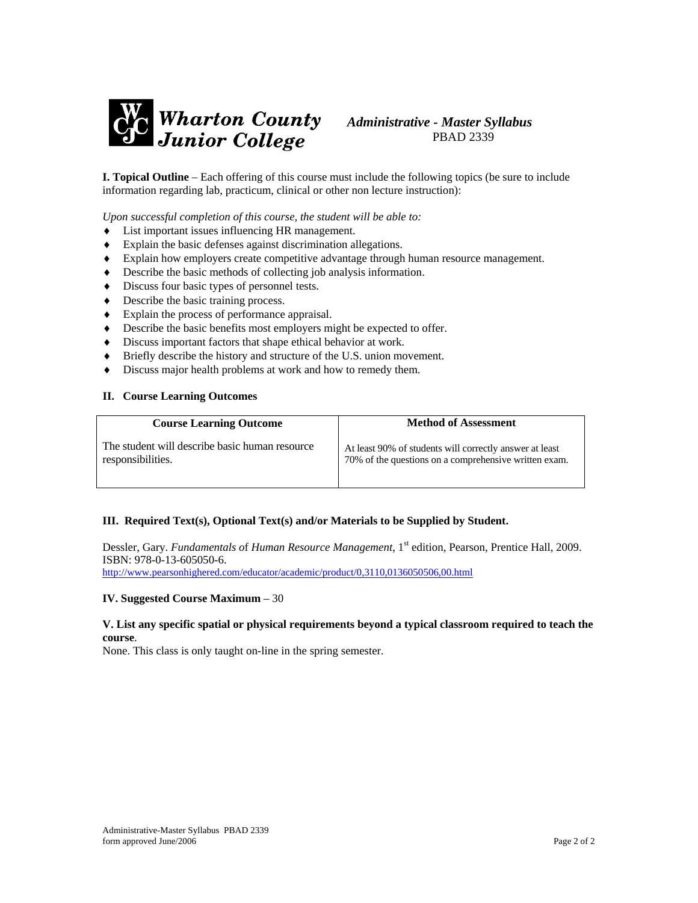**Wharton County Junior College**

*Administrative - Master Syllabus*
PBAD 2339

**I. Topical Outline** – Each offering of this course must include the following topics (be sure to include information regarding lab, practicum, clinical or other non lecture instruction):

*Upon successful completion of this course, the student will be able to:*

- List important issues influencing HR management.
- Explain the basic defenses against discrimination allegations.
- Explain how employers create competitive advantage through human resource management.
- Describe the basic methods of collecting job analysis information.
- Discuss four basic types of personnel tests.
- Describe the basic training process.
- Explain the process of performance appraisal.
- Describe the basic benefits most employers might be expected to offer.
- Discuss important factors that shape ethical behavior at work.
- Briefly describe the history and structure of the U.S. union movement.
- Discuss major health problems at work and how to remedy them.

**II. Course Learning Outcomes**

| Course Learning Outcome | Method of Assessment |
|---|---|
| The student will describe basic human resource responsibilities. | At least 90% of students will correctly answer at least 70% of the questions on a comprehensive written exam. |

**III. Required Text(s), Optional Text(s) and/or Materials to be Supplied by Student.**

Dessler, Gary. *Fundamentals of Human Resource Management*, 1st edition, Pearson, Prentice Hall, 2009. ISBN: 978-0-13-605050-6.
http://www.pearsonhighered.com/educator/academic/product/0,3110,0136050506,00.html

**IV. Suggested Course Maximum** – 30

**V. List any specific spatial or physical requirements beyond a typical classroom required to teach the course**.

None. This class is only taught on-line in the spring semester.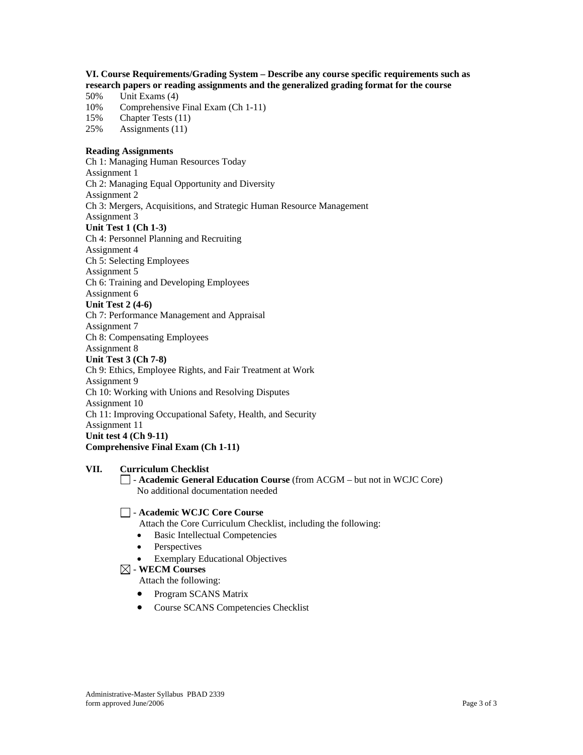**VI. Course Requirements/Grading System – Describe any course specific requirements such as research papers or reading assignments and the generalized grading format for the course**

50% Unit Exams (4)
10% Comprehensive Final Exam (Ch 1-11)
15% Chapter Tests (11)
25% Assignments (11)

**Reading Assignments**

Ch 1: Managing Human Resources Today
Assignment 1
Ch 2: Managing Equal Opportunity and Diversity
Assignment 2
Ch 3: Mergers, Acquisitions, and Strategic Human Resource Management
Assignment 3
**Unit Test 1 (Ch 1-3)**
Ch 4: Personnel Planning and Recruiting
Assignment 4
Ch 5: Selecting Employees
Assignment 5
Ch 6: Training and Developing Employees
Assignment 6
**Unit Test 2 (4-6)**
Ch 7: Performance Management and Appraisal
Assignment 7
Ch 8: Compensating Employees
Assignment 8
**Unit Test 3 (Ch 7-8)**
Ch 9: Ethics, Employee Rights, and Fair Treatment at Work
Assignment 9
Ch 10: Working with Unions and Resolving Disputes
Assignment 10
Ch 11: Improving Occupational Safety, Health, and Security
Assignment 11
**Unit test 4 (Ch 9-11)**
**Comprehensive Final Exam (Ch 1-11)**

**VII. Curriculum Checklist**

☐ - **Academic General Education Course** (from ACGM – but not in WCJC Core)
No additional documentation needed

☐ - **Academic WCJC Core Course**
Attach the Core Curriculum Checklist, including the following:

- Basic Intellectual Competencies
- Perspectives
- Exemplary Educational Objectives

☒ - **WECM Courses**
Attach the following:

- Program SCANS Matrix
- Course SCANS Competencies Checklist